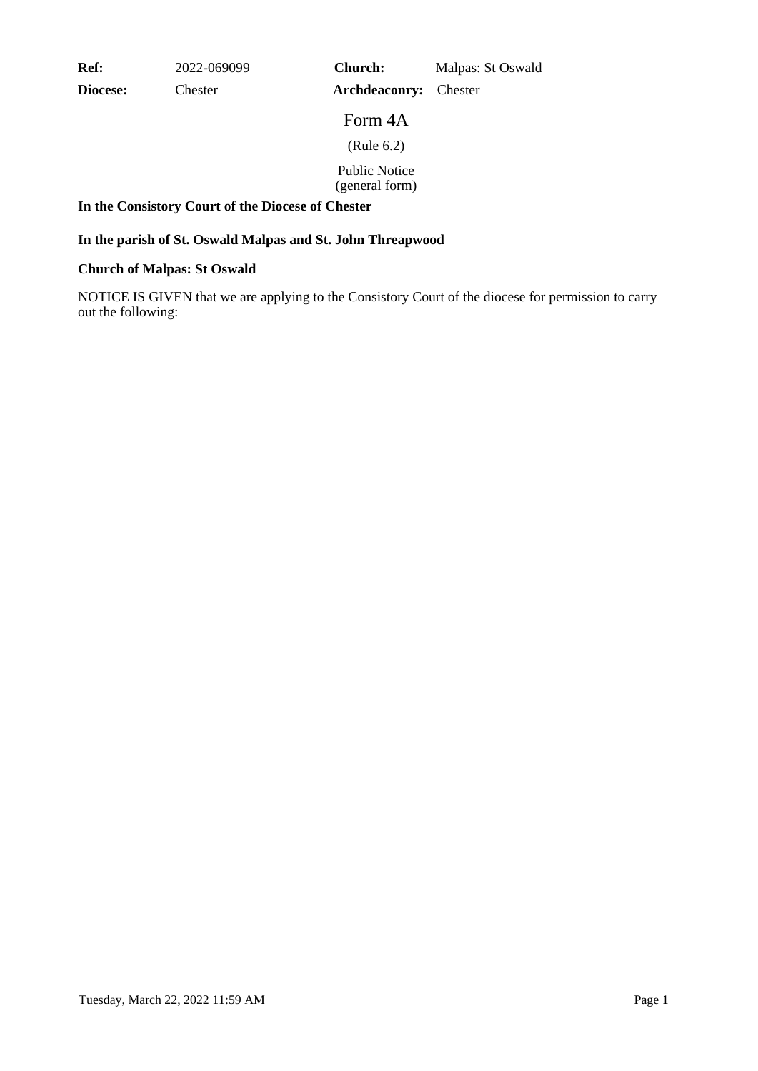| **Ref:** | 2022-069099 | **Church:** | Malpas: St Oswald |
|---|---|---|---|
| **Diocese:** | Chester | **Archdeaconry:** | Chester |

# Form 4A

(Rule 6.2)

Public Notice
(general form)

**In the Consistory Court of the Diocese of Chester**

**In the parish of St. Oswald Malpas and St. John Threapwood**

**Church of Malpas: St Oswald**

NOTICE IS GIVEN that we are applying to the Consistory Court of the diocese for permission to carry out the following: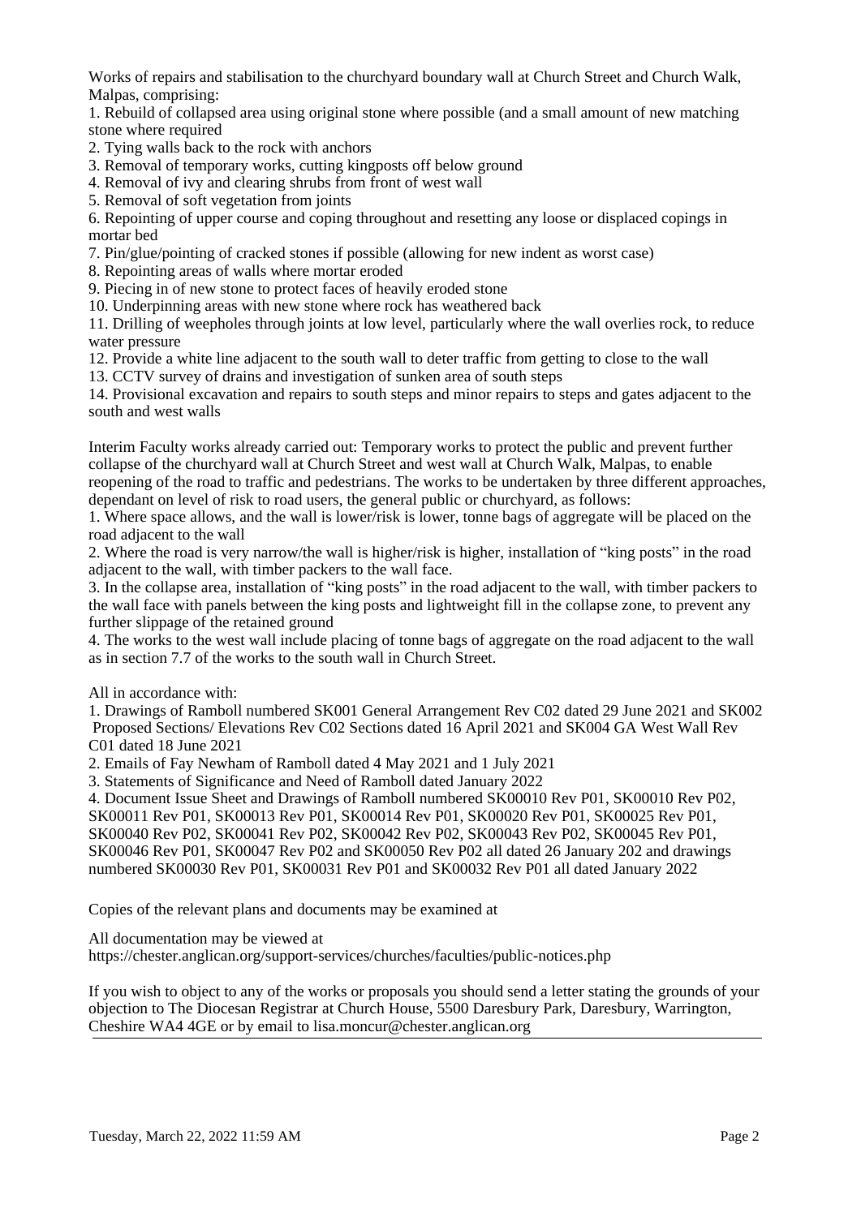Works of repairs and stabilisation to the churchyard boundary wall at Church Street and Church Walk, Malpas, comprising:

1. Rebuild of collapsed area using original stone where possible (and a small amount of new matching stone where required
2. Tying walls back to the rock with anchors
3. Removal of temporary works, cutting kingposts off below ground
4. Removal of ivy and clearing shrubs from front of west wall
5. Removal of soft vegetation from joints
6. Repointing of upper course and coping throughout and resetting any loose or displaced copings in mortar bed
7. Pin/glue/pointing of cracked stones if possible (allowing for new indent as worst case)
8. Repointing areas of walls where mortar eroded
9. Piecing in of new stone to protect faces of heavily eroded stone
10. Underpinning areas with new stone where rock has weathered back
11. Drilling of weepholes through joints at low level, particularly where the wall overlies rock, to reduce water pressure
12. Provide a white line adjacent to the south wall to deter traffic from getting to close to the wall
13. CCTV survey of drains and investigation of sunken area of south steps
14. Provisional excavation and repairs to south steps and minor repairs to steps and gates adjacent to the south and west walls

Interim Faculty works already carried out: Temporary works to protect the public and prevent further collapse of the churchyard wall at Church Street and west wall at Church Walk, Malpas, to enable reopening of the road to traffic and pedestrians. The works to be undertaken by three different approaches, dependant on level of risk to road users, the general public or churchyard, as follows:

1. Where space allows, and the wall is lower/risk is lower, tonne bags of aggregate will be placed on the road adjacent to the wall
2. Where the road is very narrow/the wall is higher/risk is higher, installation of "king posts" in the road adjacent to the wall, with timber packers to the wall face.
3. In the collapse area, installation of "king posts" in the road adjacent to the wall, with timber packers to the wall face with panels between the king posts and lightweight fill in the collapse zone, to prevent any further slippage of the retained ground
4. The works to the west wall include placing of tonne bags of aggregate on the road adjacent to the wall as in section 7.7 of the works to the south wall in Church Street.

All in accordance with:

1. Drawings of Ramboll numbered SK001 General Arrangement Rev C02 dated 29 June 2021 and SK002 Proposed Sections/ Elevations Rev C02 Sections dated 16 April 2021 and SK004 GA West Wall Rev C01 dated 18 June 2021
2. Emails of Fay Newham of Ramboll dated 4 May 2021 and 1 July 2021
3. Statements of Significance and Need of Ramboll dated January 2022
4. Document Issue Sheet and Drawings of Ramboll numbered SK00010 Rev P01, SK00010 Rev P02, SK00011 Rev P01, SK00013 Rev P01, SK00014 Rev P01, SK00020 Rev P01, SK00025 Rev P01, SK00040 Rev P02, SK00041 Rev P02, SK00042 Rev P02, SK00043 Rev P02, SK00045 Rev P01, SK00046 Rev P01, SK00047 Rev P02 and SK00050 Rev P02 all dated 26 January 202 and drawings numbered SK00030 Rev P01, SK00031 Rev P01 and SK00032 Rev P01 all dated January 2022

Copies of the relevant plans and documents may be examined at

All documentation may be viewed at
https://chester.anglican.org/support-services/churches/faculties/public-notices.php

If you wish to object to any of the works or proposals you should send a letter stating the grounds of your objection to The Diocesan Registrar at Church House, 5500 Daresbury Park, Daresbury, Warrington, Cheshire WA4 4GE or by email to lisa.moncur@chester.anglican.org

---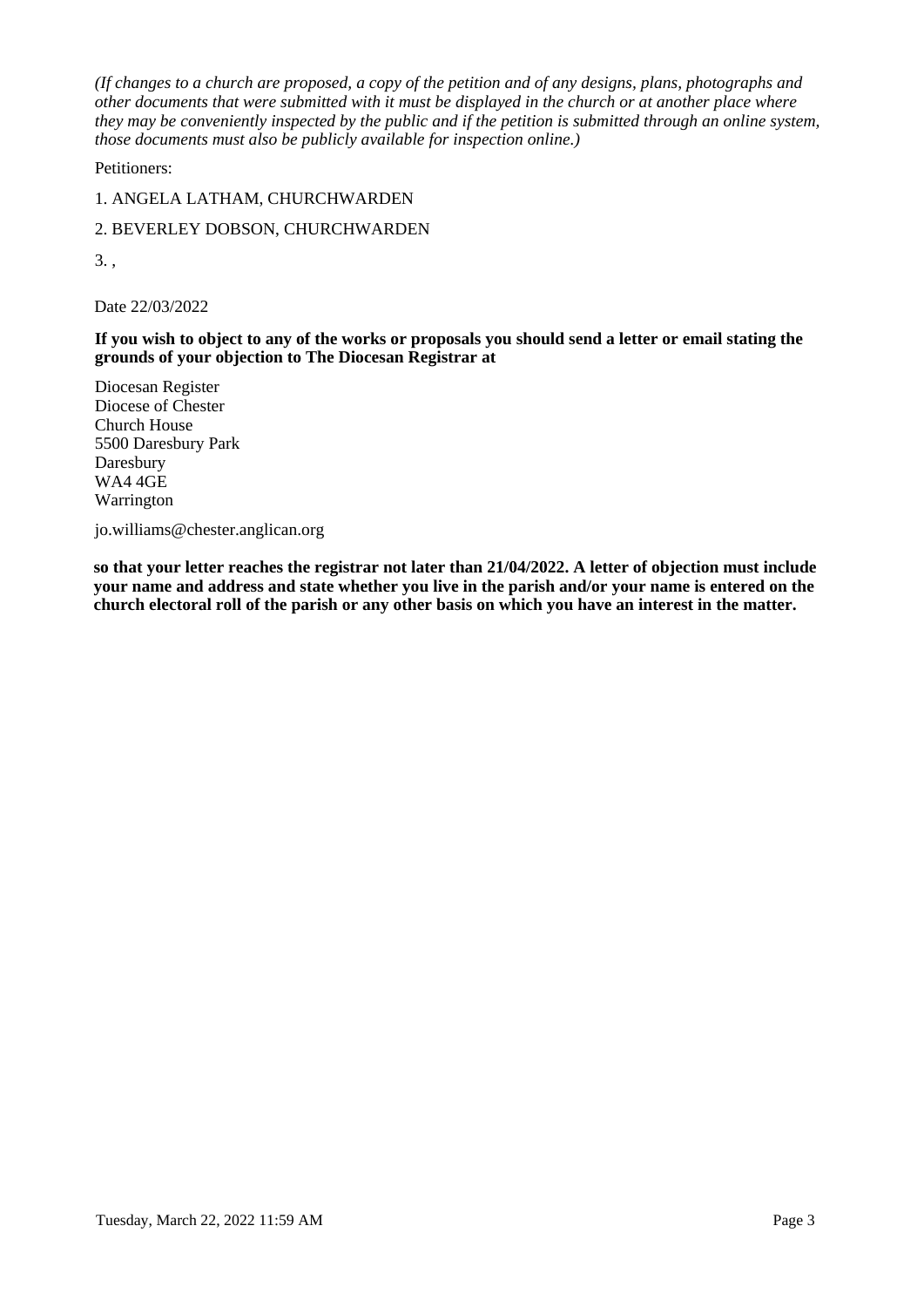*(If changes to a church are proposed, a copy of the petition and of any designs, plans, photographs and other documents that were submitted with it must be displayed in the church or at another place where they may be conveniently inspected by the public and if the petition is submitted through an online system, those documents must also be publicly available for inspection online.)*

Petitioners:

1. ANGELA LATHAM, CHURCHWARDEN

2. BEVERLEY DOBSON, CHURCHWARDEN

3. ,

Date 22/03/2022

**If you wish to object to any of the works or proposals you should send a letter or email stating the grounds of your objection to The Diocesan Registrar at**

Diocesan Register
Diocese of Chester
Church House
5500 Daresbury Park
Daresbury
WA4 4GE
Warrington

jo.williams@chester.anglican.org

**so that your letter reaches the registrar not later than 21/04/2022. A letter of objection must include your name and address and state whether you live in the parish and/or your name is entered on the church electoral roll of the parish or any other basis on which you have an interest in the matter.**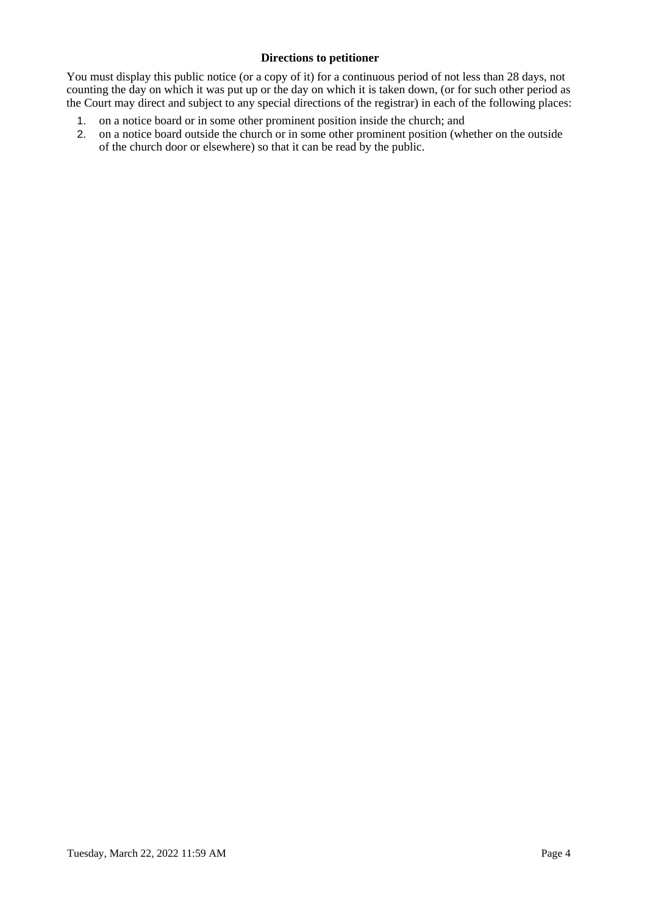**Directions to petitioner**

You must display this public notice (or a copy of it) for a continuous period of not less than 28 days, not counting the day on which it was put up or the day on which it is taken down, (or for such other period as the Court may direct and subject to any special directions of the registrar) in each of the following places:

1. on a notice board or in some other prominent position inside the church; and
2. on a notice board outside the church or in some other prominent position (whether on the outside of the church door or elsewhere) so that it can be read by the public.